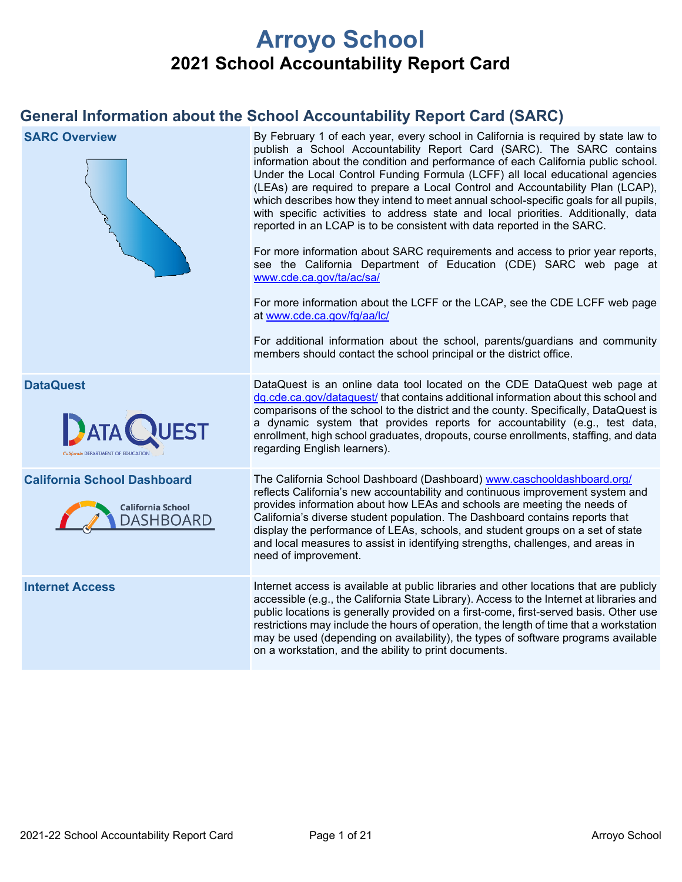# Arroyo School

## 2021 School Accountability Report Card

## General Information about the School Accountability Report Card (SARC)

| | |
|---|---|
| **SARC Overview** | By February 1 of each year, every school in California is required by state law to publish a School Accountability Report Card (SARC). The SARC contains information about the condition and performance of each California public school. Under the Local Control Funding Formula (LCFF) all local educational agencies (LEAs) are required to prepare a Local Control and Accountability Plan (LCAP), which describes how they intend to meet annual school-specific goals for all pupils, with specific activities to address state and local priorities. Additionally, data reported in an LCAP is to be consistent with data reported in the SARC.<br><br>For more information about SARC requirements and access to prior year reports, see the California Department of Education (CDE) SARC web page at www.cde.ca.gov/ta/ac/sa/<br><br>For more information about the LCFF or the LCAP, see the CDE LCFF web page at www.cde.ca.gov/fg/aa/lc/<br><br>For additional information about the school, parents/guardians and community members should contact the school principal or the district office. |
| **DataQuest** | DataQuest is an online data tool located on the CDE DataQuest web page at dq.cde.ca.gov/dataquest/ that contains additional information about this school and comparisons of the school to the district and the county. Specifically, DataQuest is a dynamic system that provides reports for accountability (e.g., test data, enrollment, high school graduates, dropouts, course enrollments, staffing, and data regarding English learners). |
| **California School Dashboard** | The California School Dashboard (Dashboard) www.caschooldashboard.org/ reflects California's new accountability and continuous improvement system and provides information about how LEAs and schools are meeting the needs of California's diverse student population. The Dashboard contains reports that display the performance of LEAs, schools, and student groups on a set of state and local measures to assist in identifying strengths, challenges, and areas in need of improvement. |
| **Internet Access** | Internet access is available at public libraries and other locations that are publicly accessible (e.g., the California State Library). Access to the Internet at libraries and public locations is generally provided on a first-come, first-served basis. Other use restrictions may include the hours of operation, the length of time that a workstation may be used (depending on availability), the types of software programs available on a workstation, and the ability to print documents. |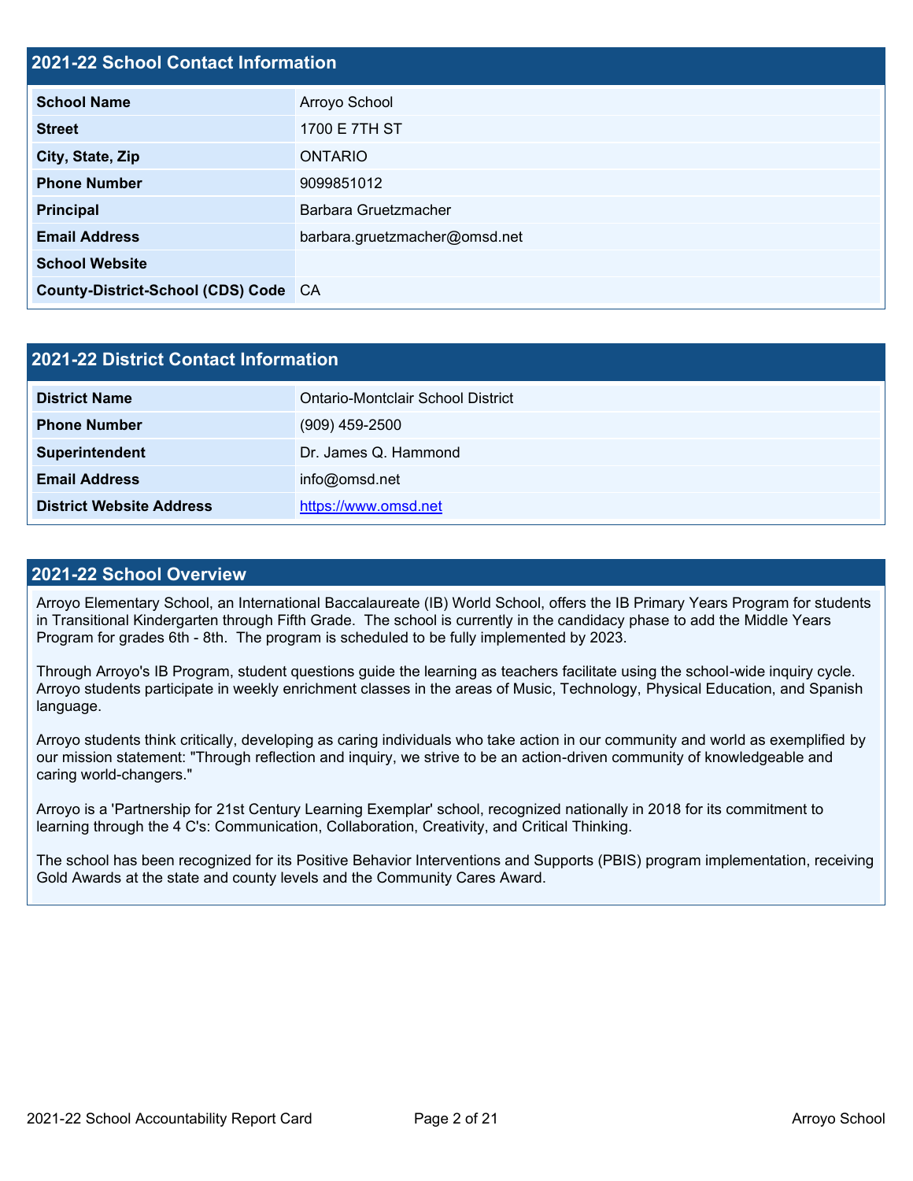## 2021-22 School Contact Information

| | |
|---|---|
| **School Name** | Arroyo School |
| **Street** | 1700 E 7TH ST |
| **City, State, Zip** | ONTARIO |
| **Phone Number** | 9099851012 |
| **Principal** | Barbara Gruetzmacher |
| **Email Address** | barbara.gruetzmacher@omsd.net |
| **School Website** | |
| **County-District-School (CDS) Code** | CA |

## 2021-22 District Contact Information

| | |
|---|---|
| **District Name** | Ontario-Montclair School District |
| **Phone Number** | (909) 459-2500 |
| **Superintendent** | Dr. James Q. Hammond |
| **Email Address** | info@omsd.net |
| **District Website Address** | https://www.omsd.net |

## 2021-22 School Overview

Arroyo Elementary School, an International Baccalaureate (IB) World School, offers the IB Primary Years Program for students in Transitional Kindergarten through Fifth Grade. The school is currently in the candidacy phase to add the Middle Years Program for grades 6th - 8th. The program is scheduled to be fully implemented by 2023.

Through Arroyo's IB Program, student questions guide the learning as teachers facilitate using the school-wide inquiry cycle. Arroyo students participate in weekly enrichment classes in the areas of Music, Technology, Physical Education, and Spanish language.

Arroyo students think critically, developing as caring individuals who take action in our community and world as exemplified by our mission statement: "Through reflection and inquiry, we strive to be an action-driven community of knowledgeable and caring world-changers."

Arroyo is a 'Partnership for 21st Century Learning Exemplar' school, recognized nationally in 2018 for its commitment to learning through the 4 C's: Communication, Collaboration, Creativity, and Critical Thinking.

The school has been recognized for its Positive Behavior Interventions and Supports (PBIS) program implementation, receiving Gold Awards at the state and county levels and the Community Cares Award.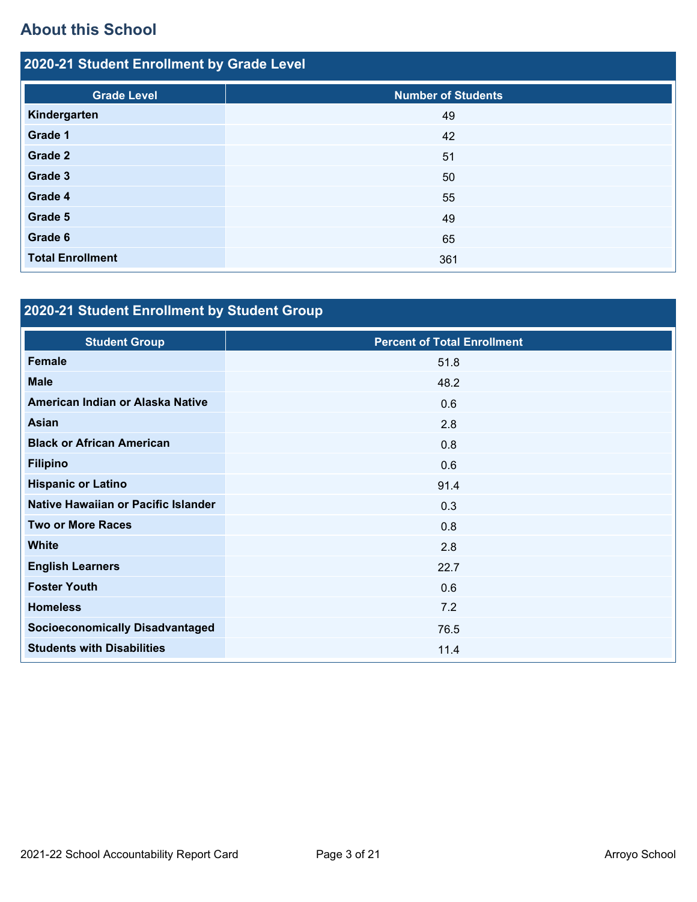## About this School

### 2020-21 Student Enrollment by Grade Level

| Grade Level | Number of Students |
|---|---|
| **Kindergarten** | 49 |
| **Grade 1** | 42 |
| **Grade 2** | 51 |
| **Grade 3** | 50 |
| **Grade 4** | 55 |
| **Grade 5** | 49 |
| **Grade 6** | 65 |
| **Total Enrollment** | 361 |

### 2020-21 Student Enrollment by Student Group

| Student Group | Percent of Total Enrollment |
|---|---|
| **Female** | 51.8 |
| **Male** | 48.2 |
| **American Indian or Alaska Native** | 0.6 |
| **Asian** | 2.8 |
| **Black or African American** | 0.8 |
| **Filipino** | 0.6 |
| **Hispanic or Latino** | 91.4 |
| **Native Hawaiian or Pacific Islander** | 0.3 |
| **Two or More Races** | 0.8 |
| **White** | 2.8 |
| **English Learners** | 22.7 |
| **Foster Youth** | 0.6 |
| **Homeless** | 7.2 |
| **Socioeconomically Disadvantaged** | 76.5 |
| **Students with Disabilities** | 11.4 |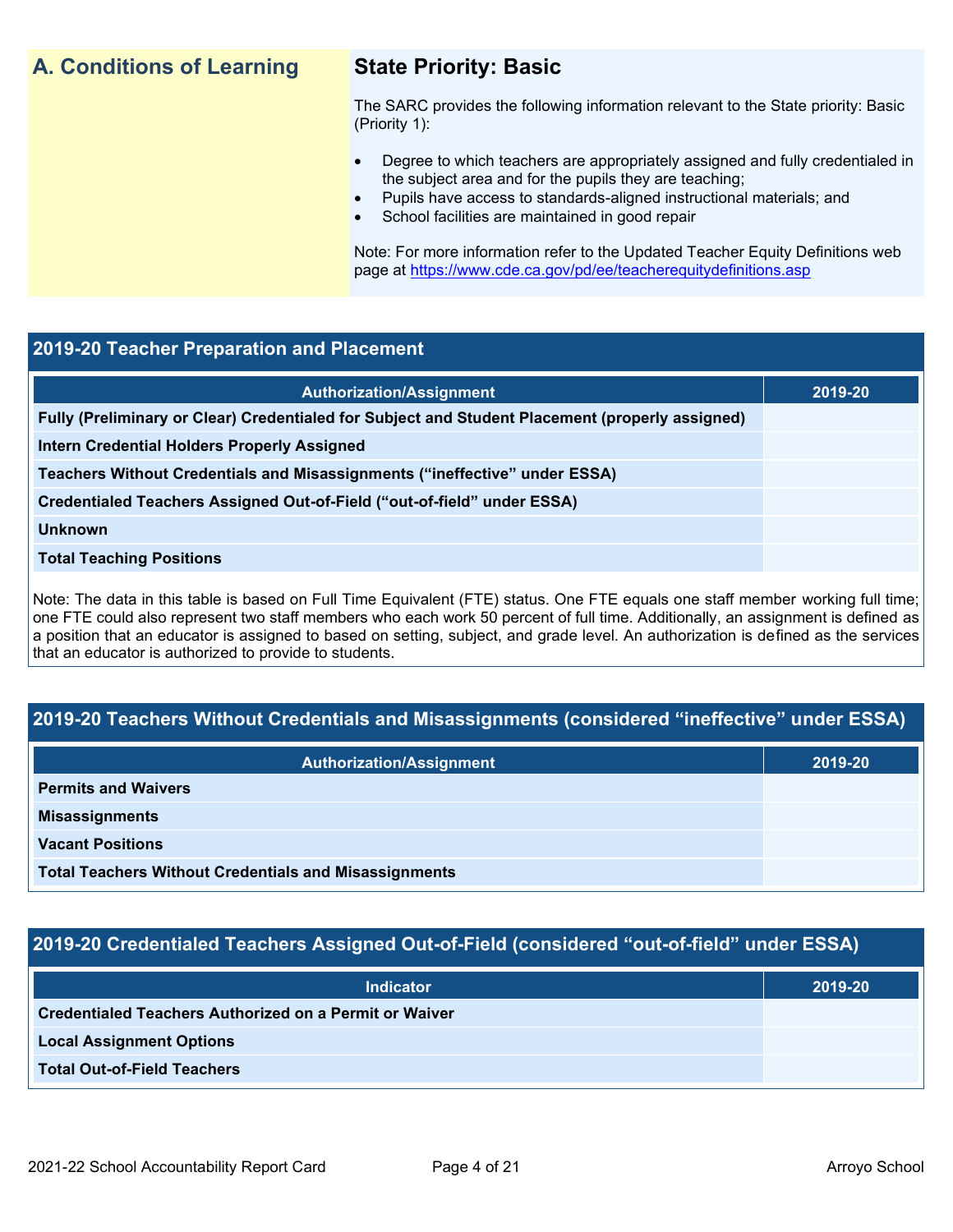## A. Conditions of Learning

### State Priority: Basic

The SARC provides the following information relevant to the State priority: Basic (Priority 1):

- Degree to which teachers are appropriately assigned and fully credentialed in the subject area and for the pupils they are teaching;
- Pupils have access to standards-aligned instructional materials; and
- School facilities are maintained in good repair

Note: For more information refer to the Updated Teacher Equity Definitions web page at https://www.cde.ca.gov/pd/ee/teacherequitydefinitions.asp

### 2019-20 Teacher Preparation and Placement

| Authorization/Assignment | 2019-20 |
| --- | --- |
| Fully (Preliminary or Clear) Credentialed for Subject and Student Placement (properly assigned) | |
| Intern Credential Holders Properly Assigned | |
| Teachers Without Credentials and Misassignments ("ineffective" under ESSA) | |
| Credentialed Teachers Assigned Out-of-Field ("out-of-field" under ESSA) | |
| Unknown | |
| Total Teaching Positions | |

Note: The data in this table is based on Full Time Equivalent (FTE) status. One FTE equals one staff member working full time; one FTE could also represent two staff members who each work 50 percent of full time. Additionally, an assignment is defined as a position that an educator is assigned to based on setting, subject, and grade level. An authorization is defined as the services that an educator is authorized to provide to students.

### 2019-20 Teachers Without Credentials and Misassignments (considered "ineffective" under ESSA)

| Authorization/Assignment | 2019-20 |
| --- | --- |
| Permits and Waivers | |
| Misassignments | |
| Vacant Positions | |
| Total Teachers Without Credentials and Misassignments | |

### 2019-20 Credentialed Teachers Assigned Out-of-Field (considered "out-of-field" under ESSA)

| Indicator | 2019-20 |
| --- | --- |
| Credentialed Teachers Authorized on a Permit or Waiver | |
| Local Assignment Options | |
| Total Out-of-Field Teachers | |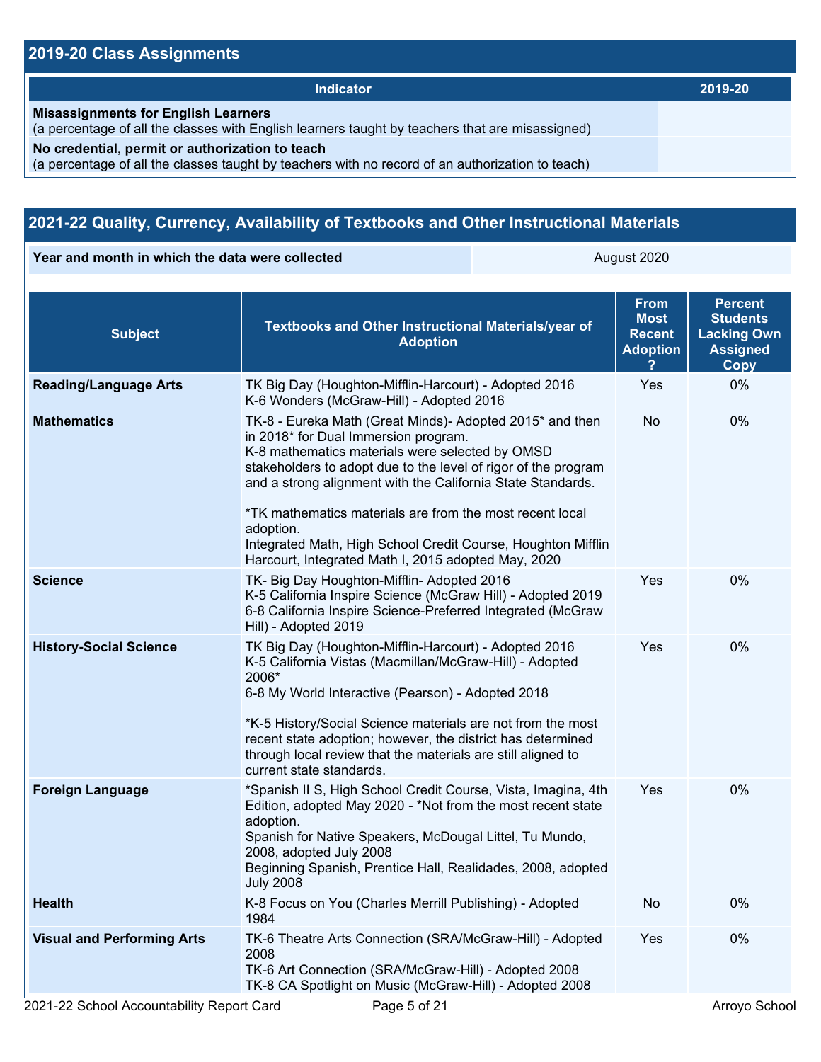## 2019-20 Class Assignments

| Indicator | 2019-20 |
| --- | --- |
| **Misassignments for English Learners** (a percentage of all the classes with English learners taught by teachers that are misassigned) | |
| **No credential, permit or authorization to teach** (a percentage of all the classes taught by teachers with no record of an authorization to teach) | |

## 2021-22 Quality, Currency, Availability of Textbooks and Other Instructional Materials

| Year and month in which the data were collected | August 2020 |
| --- | --- |

| Subject | Textbooks and Other Instructional Materials/year of Adoption | From Most Recent Adoption ? | Percent Students Lacking Own Assigned Copy |
| --- | --- | --- | --- |
| **Reading/Language Arts** | TK Big Day (Houghton-Mifflin-Harcourt) - Adopted 2016<br>K-6 Wonders (McGraw-Hill) - Adopted 2016 | Yes | 0% |
| **Mathematics** | TK-8 - Eureka Math (Great Minds)- Adopted 2015* and then in 2018* for Dual Immersion program.<br>K-8 mathematics materials were selected by OMSD stakeholders to adopt due to the level of rigor of the program and a strong alignment with the California State Standards.<br><br>*TK mathematics materials are from the most recent local adoption.<br>Integrated Math, High School Credit Course, Houghton Mifflin Harcourt, Integrated Math I, 2015 adopted May, 2020 | No | 0% |
| **Science** | TK- Big Day Houghton-Mifflin- Adopted 2016<br>K-5 California Inspire Science (McGraw Hill) - Adopted 2019<br>6-8 California Inspire Science-Preferred Integrated (McGraw Hill) - Adopted 2019 | Yes | 0% |
| **History-Social Science** | TK Big Day (Houghton-Mifflin-Harcourt) - Adopted 2016<br>K-5 California Vistas (Macmillan/McGraw-Hill) - Adopted 2006*<br>6-8 My World Interactive (Pearson) - Adopted 2018<br><br>*K-5 History/Social Science materials are not from the most recent state adoption; however, the district has determined through local review that the materials are still aligned to current state standards. | Yes | 0% |
| **Foreign Language** | *Spanish II S, High School Credit Course, Vista, Imagina, 4th Edition, adopted May 2020 - *Not from the most recent state adoption.<br>Spanish for Native Speakers, McDougal Littel, Tu Mundo, 2008, adopted July 2008<br>Beginning Spanish, Prentice Hall, Realidades, 2008, adopted July 2008 | Yes | 0% |
| **Health** | K-8 Focus on You (Charles Merrill Publishing) - Adopted 1984 | No | 0% |
| **Visual and Performing Arts** | TK-6 Theatre Arts Connection (SRA/McGraw-Hill) - Adopted 2008<br>TK-6 Art Connection (SRA/McGraw-Hill) - Adopted 2008<br>TK-8 CA Spotlight on Music (McGraw-Hill) - Adopted 2008 | Yes | 0% |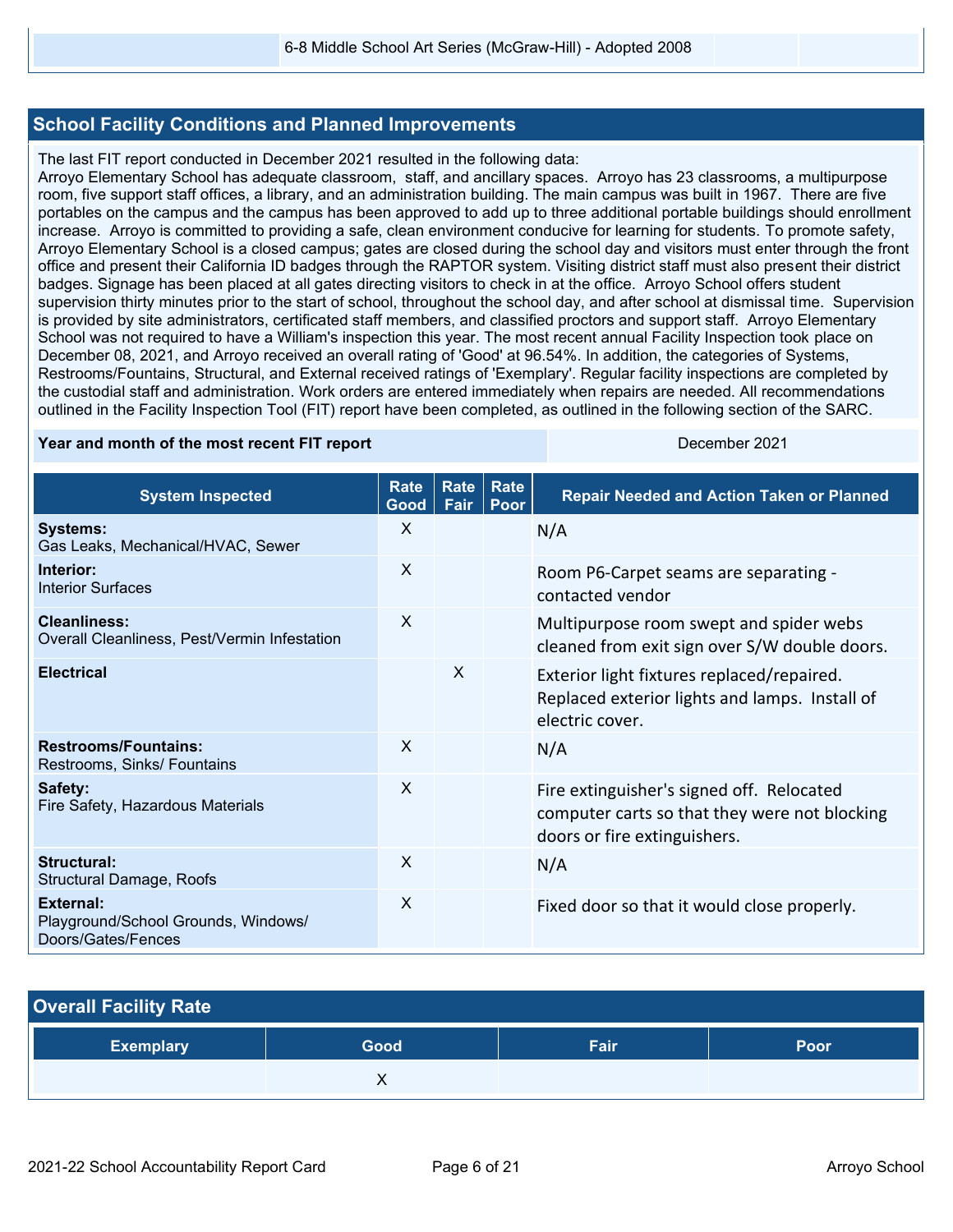| | 6-8 Middle School Art Series (McGraw-Hill) - Adopted 2008 | | |
|---|---|---|---|

## School Facility Conditions and Planned Improvements

The last FIT report conducted in December 2021 resulted in the following data:
Arroyo Elementary School has adequate classroom, staff, and ancillary spaces. Arroyo has 23 classrooms, a multipurpose room, five support staff offices, a library, and an administration building. The main campus was built in 1967. There are five portables on the campus and the campus has been approved to add up to three additional portable buildings should enrollment increase. Arroyo is committed to providing a safe, clean environment conducive for learning for students. To promote safety, Arroyo Elementary School is a closed campus; gates are closed during the school day and visitors must enter through the front office and present their California ID badges through the RAPTOR system. Visiting district staff must also present their district badges. Signage has been placed at all gates directing visitors to check in at the office. Arroyo School offers student supervision thirty minutes prior to the start of school, throughout the school day, and after school at dismissal time. Supervision is provided by site administrators, certificated staff members, and classified proctors and support staff. Arroyo Elementary School was not required to have a William's inspection this year. The most recent annual Facility Inspection took place on December 08, 2021, and Arroyo received an overall rating of 'Good' at 96.54%. In addition, the categories of Systems, Restrooms/Fountains, Structural, and External received ratings of 'Exemplary'. Regular facility inspections are completed by the custodial staff and administration. Work orders are entered immediately when repairs are needed. All recommendations outlined in the Facility Inspection Tool (FIT) report have been completed, as outlined in the following section of the SARC.

| Year and month of the most recent FIT report | December 2021 |
|---|---|

| System Inspected | Rate Good | Rate Fair | Rate Poor | Repair Needed and Action Taken or Planned |
|---|---|---|---|---|
| **Systems:** Gas Leaks, Mechanical/HVAC, Sewer | X | | | N/A |
| **Interior:** Interior Surfaces | X | | | Room P6-Carpet seams are separating - contacted vendor |
| **Cleanliness:** Overall Cleanliness, Pest/Vermin Infestation | X | | | Multipurpose room swept and spider webs cleaned from exit sign over S/W double doors. |
| **Electrical** | | X | | Exterior light fixtures replaced/repaired. Replaced exterior lights and lamps. Install of electric cover. |
| **Restrooms/Fountains:** Restrooms, Sinks/ Fountains | X | | | N/A |
| **Safety:** Fire Safety, Hazardous Materials | X | | | Fire extinguisher's signed off. Relocated computer carts so that they were not blocking doors or fire extinguishers. |
| **Structural:** Structural Damage, Roofs | X | | | N/A |
| **External:** Playground/School Grounds, Windows/ Doors/Gates/Fences | X | | | Fixed door so that it would close properly. |

## Overall Facility Rate

| Exemplary | Good | Fair | Poor |
|---|---|---|---|
| | X | | |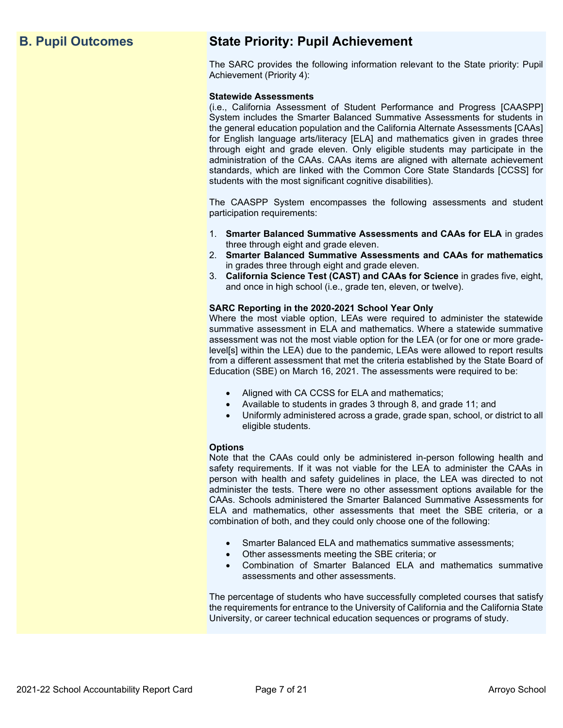## B. Pupil Outcomes

## State Priority: Pupil Achievement

The SARC provides the following information relevant to the State priority: Pupil Achievement (Priority 4):

**Statewide Assessments**
(i.e., California Assessment of Student Performance and Progress [CAASPP] System includes the Smarter Balanced Summative Assessments for students in the general education population and the California Alternate Assessments [CAAs] for English language arts/literacy [ELA] and mathematics given in grades three through eight and grade eleven. Only eligible students may participate in the administration of the CAAs. CAAs items are aligned with alternate achievement standards, which are linked with the Common Core State Standards [CCSS] for students with the most significant cognitive disabilities).

The CAASPP System encompasses the following assessments and student participation requirements:

1. **Smarter Balanced Summative Assessments and CAAs for ELA** in grades three through eight and grade eleven.
2. **Smarter Balanced Summative Assessments and CAAs for mathematics** in grades three through eight and grade eleven.
3. **California Science Test (CAST) and CAAs for Science** in grades five, eight, and once in high school (i.e., grade ten, eleven, or twelve).

**SARC Reporting in the 2020-2021 School Year Only**
Where the most viable option, LEAs were required to administer the statewide summative assessment in ELA and mathematics. Where a statewide summative assessment was not the most viable option for the LEA (or for one or more grade-level[s] within the LEA) due to the pandemic, LEAs were allowed to report results from a different assessment that met the criteria established by the State Board of Education (SBE) on March 16, 2021. The assessments were required to be:

- Aligned with CA CCSS for ELA and mathematics;
- Available to students in grades 3 through 8, and grade 11; and
- Uniformly administered across a grade, grade span, school, or district to all eligible students.

**Options**
Note that the CAAs could only be administered in-person following health and safety requirements. If it was not viable for the LEA to administer the CAAs in person with health and safety guidelines in place, the LEA was directed to not administer the tests. There were no other assessment options available for the CAAs. Schools administered the Smarter Balanced Summative Assessments for ELA and mathematics, other assessments that meet the SBE criteria, or a combination of both, and they could only choose one of the following:

- Smarter Balanced ELA and mathematics summative assessments;
- Other assessments meeting the SBE criteria; or
- Combination of Smarter Balanced ELA and mathematics summative assessments and other assessments.

The percentage of students who have successfully completed courses that satisfy the requirements for entrance to the University of California and the California State University, or career technical education sequences or programs of study.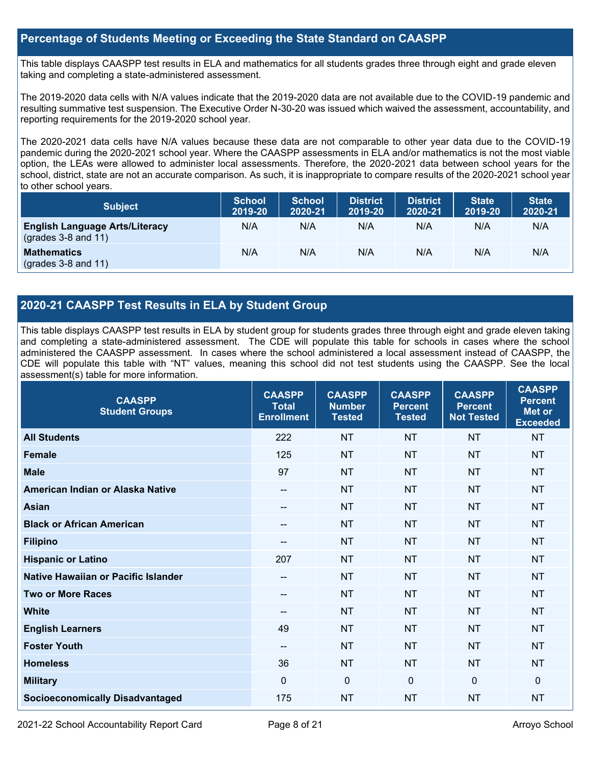## Percentage of Students Meeting or Exceeding the State Standard on CAASPP

This table displays CAASPP test results in ELA and mathematics for all students grades three through eight and grade eleven taking and completing a state-administered assessment.

The 2019-2020 data cells with N/A values indicate that the 2019-2020 data are not available due to the COVID-19 pandemic and resulting summative test suspension. The Executive Order N-30-20 was issued which waived the assessment, accountability, and reporting requirements for the 2019-2020 school year.

The 2020-2021 data cells have N/A values because these data are not comparable to other year data due to the COVID-19 pandemic during the 2020-2021 school year. Where the CAASPP assessments in ELA and/or mathematics is not the most viable option, the LEAs were allowed to administer local assessments. Therefore, the 2020-2021 data between school years for the school, district, state are not an accurate comparison. As such, it is inappropriate to compare results of the 2020-2021 school year to other school years.

| Subject | School 2019-20 | School 2020-21 | District 2019-20 | District 2020-21 | State 2019-20 | State 2020-21 |
|---|---|---|---|---|---|---|
| **English Language Arts/Literacy** (grades 3-8 and 11) | N/A | N/A | N/A | N/A | N/A | N/A |
| **Mathematics** (grades 3-8 and 11) | N/A | N/A | N/A | N/A | N/A | N/A |

## 2020-21 CAASPP Test Results in ELA by Student Group

This table displays CAASPP test results in ELA by student group for students grades three through eight and grade eleven taking and completing a state-administered assessment. The CDE will populate this table for schools in cases where the school administered the CAASPP assessment. In cases where the school administered a local assessment instead of CAASPP, the CDE will populate this table with "NT" values, meaning this school did not test students using the CAASPP. See the local assessment(s) table for more information.

| CAASPP Student Groups | CAASPP Total Enrollment | CAASPP Number Tested | CAASPP Percent Tested | CAASPP Percent Not Tested | CAASPP Percent Met or Exceeded |
|---|---|---|---|---|---|
| **All Students** | 222 | NT | NT | NT | NT |
| **Female** | 125 | NT | NT | NT | NT |
| **Male** | 97 | NT | NT | NT | NT |
| **American Indian or Alaska Native** | -- | NT | NT | NT | NT |
| **Asian** | -- | NT | NT | NT | NT |
| **Black or African American** | -- | NT | NT | NT | NT |
| **Filipino** | -- | NT | NT | NT | NT |
| **Hispanic or Latino** | 207 | NT | NT | NT | NT |
| **Native Hawaiian or Pacific Islander** | -- | NT | NT | NT | NT |
| **Two or More Races** | -- | NT | NT | NT | NT |
| **White** | -- | NT | NT | NT | NT |
| **English Learners** | 49 | NT | NT | NT | NT |
| **Foster Youth** | -- | NT | NT | NT | NT |
| **Homeless** | 36 | NT | NT | NT | NT |
| **Military** | 0 | 0 | 0 | 0 | 0 |
| **Socioeconomically Disadvantaged** | 175 | NT | NT | NT | NT |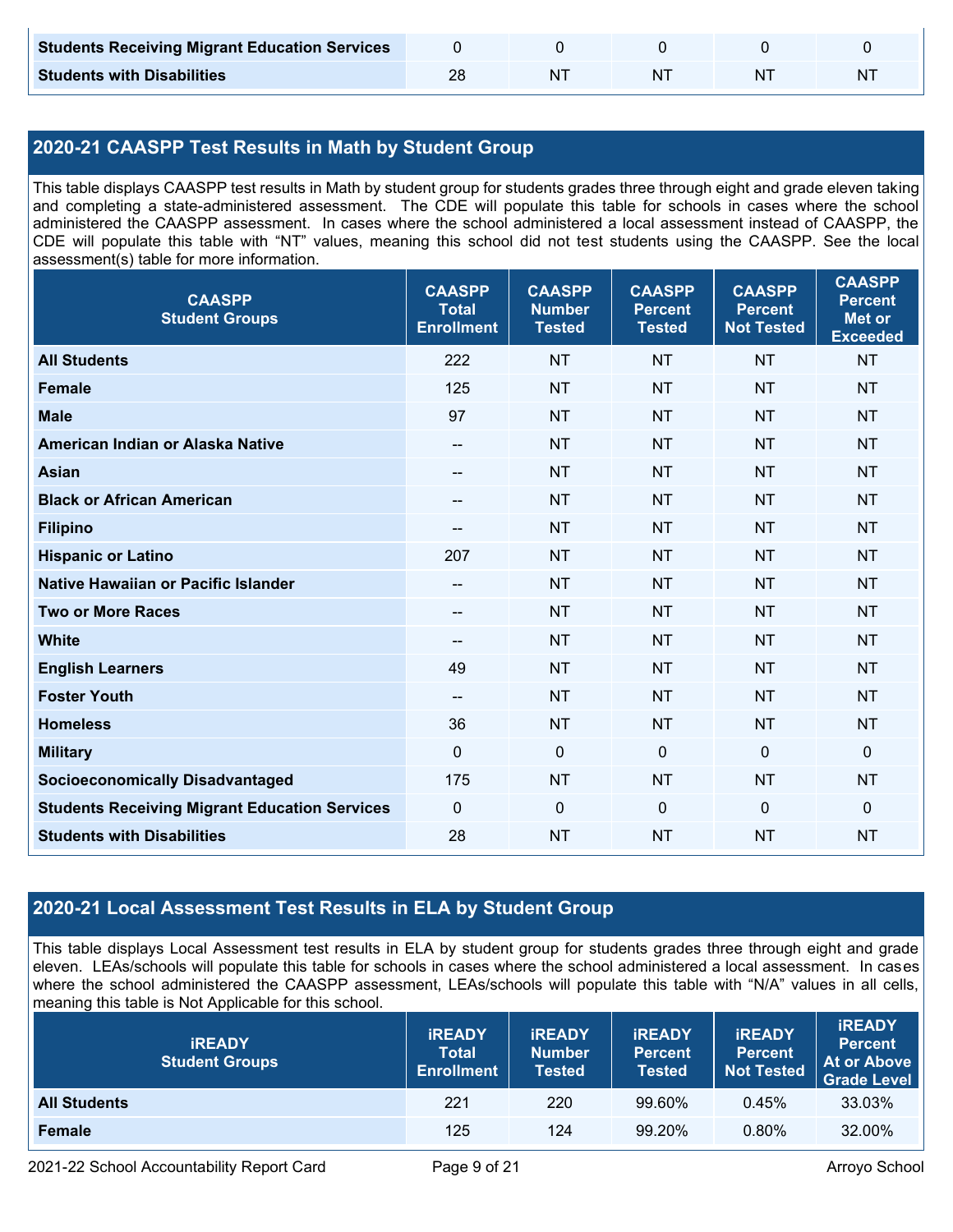| | | | | | |
|---|---|---|---|---|---|
| **Students Receiving Migrant Education Services** | 0 | 0 | 0 | 0 | 0 |
| **Students with Disabilities** | 28 | NT | NT | NT | NT |

## 2020-21 CAASPP Test Results in Math by Student Group

This table displays CAASPP test results in Math by student group for students grades three through eight and grade eleven taking and completing a state-administered assessment. The CDE will populate this table for schools in cases where the school administered the CAASPP assessment. In cases where the school administered a local assessment instead of CAASPP, the CDE will populate this table with "NT" values, meaning this school did not test students using the CAASPP. See the local assessment(s) table for more information.

| CAASPP Student Groups | CAASPP Total Enrollment | CAASPP Number Tested | CAASPP Percent Tested | CAASPP Percent Not Tested | CAASPP Percent Met or Exceeded |
|---|---|---|---|---|---|
| **All Students** | 222 | NT | NT | NT | NT |
| **Female** | 125 | NT | NT | NT | NT |
| **Male** | 97 | NT | NT | NT | NT |
| **American Indian or Alaska Native** | -- | NT | NT | NT | NT |
| **Asian** | -- | NT | NT | NT | NT |
| **Black or African American** | -- | NT | NT | NT | NT |
| **Filipino** | -- | NT | NT | NT | NT |
| **Hispanic or Latino** | 207 | NT | NT | NT | NT |
| **Native Hawaiian or Pacific Islander** | -- | NT | NT | NT | NT |
| **Two or More Races** | -- | NT | NT | NT | NT |
| **White** | -- | NT | NT | NT | NT |
| **English Learners** | 49 | NT | NT | NT | NT |
| **Foster Youth** | -- | NT | NT | NT | NT |
| **Homeless** | 36 | NT | NT | NT | NT |
| **Military** | 0 | 0 | 0 | 0 | 0 |
| **Socioeconomically Disadvantaged** | 175 | NT | NT | NT | NT |
| **Students Receiving Migrant Education Services** | 0 | 0 | 0 | 0 | 0 |
| **Students with Disabilities** | 28 | NT | NT | NT | NT |

## 2020-21 Local Assessment Test Results in ELA by Student Group

This table displays Local Assessment test results in ELA by student group for students grades three through eight and grade eleven. LEAs/schools will populate this table for schools in cases where the school administered a local assessment. In cases where the school administered the CAASPP assessment, LEAs/schools will populate this table with "N/A" values in all cells, meaning this table is Not Applicable for this school.

| iREADY Student Groups | iREADY Total Enrollment | iREADY Number Tested | iREADY Percent Tested | iREADY Percent Not Tested | iREADY Percent At or Above Grade Level |
|---|---|---|---|---|---|
| **All Students** | 221 | 220 | 99.60% | 0.45% | 33.03% |
| **Female** | 125 | 124 | 99.20% | 0.80% | 32.00% |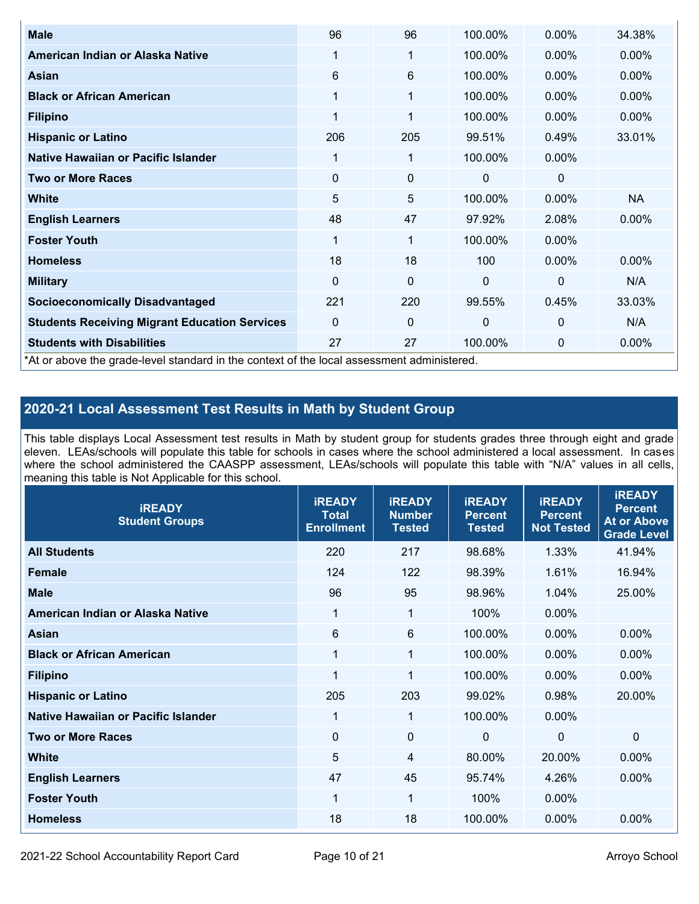| | | | | | |
|---|---|---|---|---|---|
| **Male** | 96 | 96 | 100.00% | 0.00% | 34.38% |
| **American Indian or Alaska Native** | 1 | 1 | 100.00% | 0.00% | 0.00% |
| **Asian** | 6 | 6 | 100.00% | 0.00% | 0.00% |
| **Black or African American** | 1 | 1 | 100.00% | 0.00% | 0.00% |
| **Filipino** | 1 | 1 | 100.00% | 0.00% | 0.00% |
| **Hispanic or Latino** | 206 | 205 | 99.51% | 0.49% | 33.01% |
| **Native Hawaiian or Pacific Islander** | 1 | 1 | 100.00% | 0.00% | |
| **Two or More Races** | 0 | 0 | 0 | 0 | |
| **White** | 5 | 5 | 100.00% | 0.00% | NA |
| **English Learners** | 48 | 47 | 97.92% | 2.08% | 0.00% |
| **Foster Youth** | 1 | 1 | 100.00% | 0.00% | |
| **Homeless** | 18 | 18 | 100 | 0.00% | 0.00% |
| **Military** | 0 | 0 | 0 | 0 | N/A |
| **Socioeconomically Disadvantaged** | 221 | 220 | 99.55% | 0.45% | 33.03% |
| **Students Receiving Migrant Education Services** | 0 | 0 | 0 | 0 | N/A |
| **Students with Disabilities** | 27 | 27 | 100.00% | 0 | 0.00% |

*At or above the grade-level standard in the context of the local assessment administered.

## 2020-21 Local Assessment Test Results in Math by Student Group

This table displays Local Assessment test results in Math by student group for students grades three through eight and grade eleven. LEAs/schools will populate this table for schools in cases where the school administered a local assessment. In cases where the school administered the CAASPP assessment, LEAs/schools will populate this table with "N/A" values in all cells, meaning this table is Not Applicable for this school.

| iREADY Student Groups | iREADY Total Enrollment | iREADY Number Tested | iREADY Percent Tested | iREADY Percent Not Tested | iREADY Percent At or Above Grade Level |
|---|---|---|---|---|---|
| **All Students** | 220 | 217 | 98.68% | 1.33% | 41.94% |
| **Female** | 124 | 122 | 98.39% | 1.61% | 16.94% |
| **Male** | 96 | 95 | 98.96% | 1.04% | 25.00% |
| **American Indian or Alaska Native** | 1 | 1 | 100% | 0.00% | |
| **Asian** | 6 | 6 | 100.00% | 0.00% | 0.00% |
| **Black or African American** | 1 | 1 | 100.00% | 0.00% | 0.00% |
| **Filipino** | 1 | 1 | 100.00% | 0.00% | 0.00% |
| **Hispanic or Latino** | 205 | 203 | 99.02% | 0.98% | 20.00% |
| **Native Hawaiian or Pacific Islander** | 1 | 1 | 100.00% | 0.00% | |
| **Two or More Races** | 0 | 0 | 0 | 0 | 0 |
| **White** | 5 | 4 | 80.00% | 20.00% | 0.00% |
| **English Learners** | 47 | 45 | 95.74% | 4.26% | 0.00% |
| **Foster Youth** | 1 | 1 | 100% | 0.00% | |
| **Homeless** | 18 | 18 | 100.00% | 0.00% | 0.00% |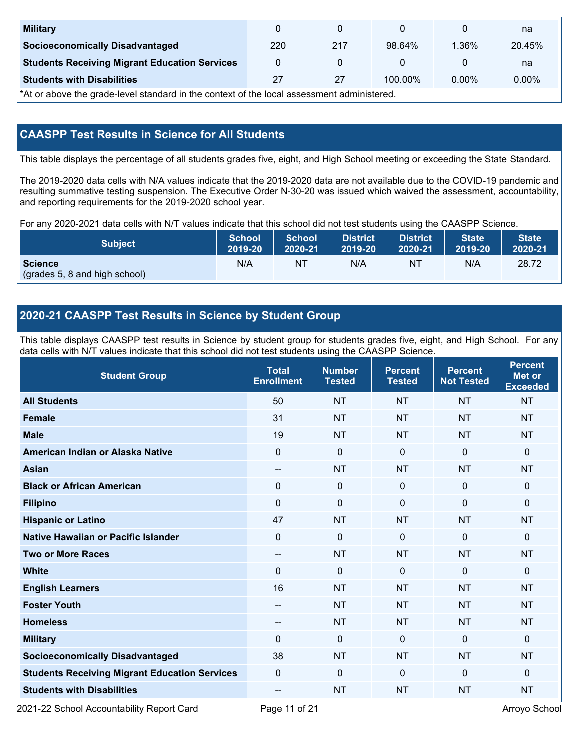| | | | | | |
|---|---|---|---|---|---|
| **Military** | 0 | 0 | 0 | 0 | na |
| **Socioeconomically Disadvantaged** | 220 | 217 | 98.64% | 1.36% | 20.45% |
| **Students Receiving Migrant Education Services** | 0 | 0 | 0 | 0 | na |
| **Students with Disabilities** | 27 | 27 | 100.00% | 0.00% | 0.00% |

*At or above the grade-level standard in the context of the local assessment administered.

## CAASPP Test Results in Science for All Students

This table displays the percentage of all students grades five, eight, and High School meeting or exceeding the State Standard.

The 2019-2020 data cells with N/A values indicate that the 2019-2020 data are not available due to the COVID-19 pandemic and resulting summative testing suspension. The Executive Order N-30-20 was issued which waived the assessment, accountability, and reporting requirements for the 2019-2020 school year.

For any 2020-2021 data cells with N/T values indicate that this school did not test students using the CAASPP Science.

| Subject | School 2019-20 | School 2020-21 | District 2019-20 | District 2020-21 | State 2019-20 | State 2020-21 |
|---|---|---|---|---|---|---|
| **Science** (grades 5, 8 and high school) | N/A | NT | N/A | NT | N/A | 28.72 |

## 2020-21 CAASPP Test Results in Science by Student Group

This table displays CAASPP test results in Science by student group for students grades five, eight, and High School. For any data cells with N/T values indicate that this school did not test students using the CAASPP Science.

| Student Group | Total Enrollment | Number Tested | Percent Tested | Percent Not Tested | Percent Met or Exceeded |
|---|---|---|---|---|---|
| **All Students** | 50 | NT | NT | NT | NT |
| **Female** | 31 | NT | NT | NT | NT |
| **Male** | 19 | NT | NT | NT | NT |
| **American Indian or Alaska Native** | 0 | 0 | 0 | 0 | 0 |
| **Asian** | -- | NT | NT | NT | NT |
| **Black or African American** | 0 | 0 | 0 | 0 | 0 |
| **Filipino** | 0 | 0 | 0 | 0 | 0 |
| **Hispanic or Latino** | 47 | NT | NT | NT | NT |
| **Native Hawaiian or Pacific Islander** | 0 | 0 | 0 | 0 | 0 |
| **Two or More Races** | -- | NT | NT | NT | NT |
| **White** | 0 | 0 | 0 | 0 | 0 |
| **English Learners** | 16 | NT | NT | NT | NT |
| **Foster Youth** | -- | NT | NT | NT | NT |
| **Homeless** | -- | NT | NT | NT | NT |
| **Military** | 0 | 0 | 0 | 0 | 0 |
| **Socioeconomically Disadvantaged** | 38 | NT | NT | NT | NT |
| **Students Receiving Migrant Education Services** | 0 | 0 | 0 | 0 | 0 |
| **Students with Disabilities** | -- | NT | NT | NT | NT |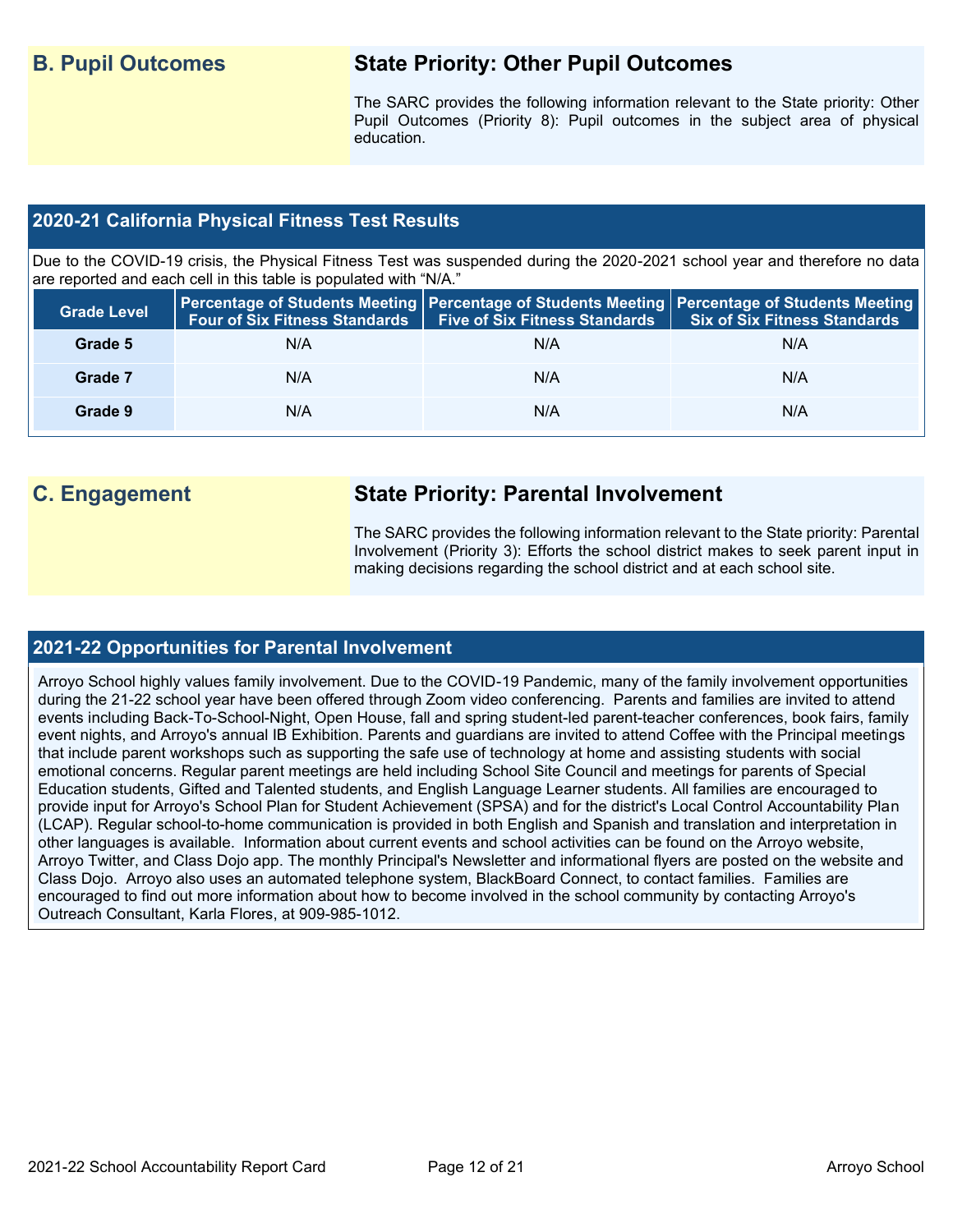## B. Pupil Outcomes

## State Priority: Other Pupil Outcomes

The SARC provides the following information relevant to the State priority: Other Pupil Outcomes (Priority 8): Pupil outcomes in the subject area of physical education.

### 2020-21 California Physical Fitness Test Results

Due to the COVID-19 crisis, the Physical Fitness Test was suspended during the 2020-2021 school year and therefore no data are reported and each cell in this table is populated with "N/A."

| Grade Level | Percentage of Students Meeting Four of Six Fitness Standards | Percentage of Students Meeting Five of Six Fitness Standards | Percentage of Students Meeting Six of Six Fitness Standards |
|---|---|---|---|
| Grade 5 | N/A | N/A | N/A |
| Grade 7 | N/A | N/A | N/A |
| Grade 9 | N/A | N/A | N/A |

## C. Engagement

## State Priority: Parental Involvement

The SARC provides the following information relevant to the State priority: Parental Involvement (Priority 3): Efforts the school district makes to seek parent input in making decisions regarding the school district and at each school site.

### 2021-22 Opportunities for Parental Involvement

Arroyo School highly values family involvement. Due to the COVID-19 Pandemic, many of the family involvement opportunities during the 21-22 school year have been offered through Zoom video conferencing. Parents and families are invited to attend events including Back-To-School-Night, Open House, fall and spring student-led parent-teacher conferences, book fairs, family event nights, and Arroyo's annual IB Exhibition. Parents and guardians are invited to attend Coffee with the Principal meetings that include parent workshops such as supporting the safe use of technology at home and assisting students with social emotional concerns. Regular parent meetings are held including School Site Council and meetings for parents of Special Education students, Gifted and Talented students, and English Language Learner students. All families are encouraged to provide input for Arroyo's School Plan for Student Achievement (SPSA) and for the district's Local Control Accountability Plan (LCAP). Regular school-to-home communication is provided in both English and Spanish and translation and interpretation in other languages is available. Information about current events and school activities can be found on the Arroyo website, Arroyo Twitter, and Class Dojo app. The monthly Principal's Newsletter and informational flyers are posted on the website and Class Dojo. Arroyo also uses an automated telephone system, BlackBoard Connect, to contact families. Families are encouraged to find out more information about how to become involved in the school community by contacting Arroyo's Outreach Consultant, Karla Flores, at 909-985-1012.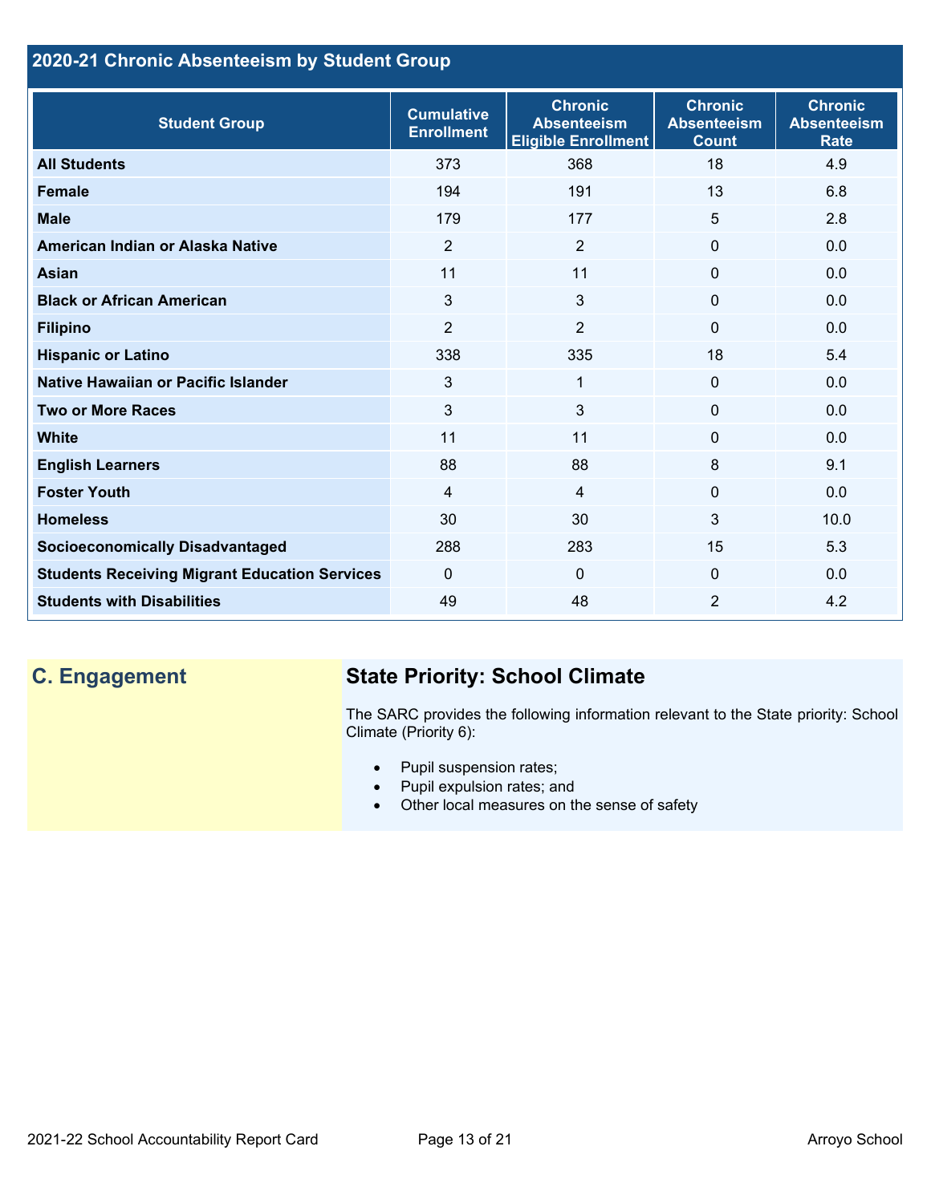## 2020-21 Chronic Absenteeism by Student Group

| Student Group | Cumulative Enrollment | Chronic Absenteeism Eligible Enrollment | Chronic Absenteeism Count | Chronic Absenteeism Rate |
|---|---|---|---|---|
| **All Students** | 373 | 368 | 18 | 4.9 |
| **Female** | 194 | 191 | 13 | 6.8 |
| **Male** | 179 | 177 | 5 | 2.8 |
| **American Indian or Alaska Native** | 2 | 2 | 0 | 0.0 |
| **Asian** | 11 | 11 | 0 | 0.0 |
| **Black or African American** | 3 | 3 | 0 | 0.0 |
| **Filipino** | 2 | 2 | 0 | 0.0 |
| **Hispanic or Latino** | 338 | 335 | 18 | 5.4 |
| **Native Hawaiian or Pacific Islander** | 3 | 1 | 0 | 0.0 |
| **Two or More Races** | 3 | 3 | 0 | 0.0 |
| **White** | 11 | 11 | 0 | 0.0 |
| **English Learners** | 88 | 88 | 8 | 9.1 |
| **Foster Youth** | 4 | 4 | 0 | 0.0 |
| **Homeless** | 30 | 30 | 3 | 10.0 |
| **Socioeconomically Disadvantaged** | 288 | 283 | 15 | 5.3 |
| **Students Receiving Migrant Education Services** | 0 | 0 | 0 | 0.0 |
| **Students with Disabilities** | 49 | 48 | 2 | 4.2 |

## C. Engagement

### State Priority: School Climate

The SARC provides the following information relevant to the State priority: School Climate (Priority 6):

- Pupil suspension rates;
- Pupil expulsion rates; and
- Other local measures on the sense of safety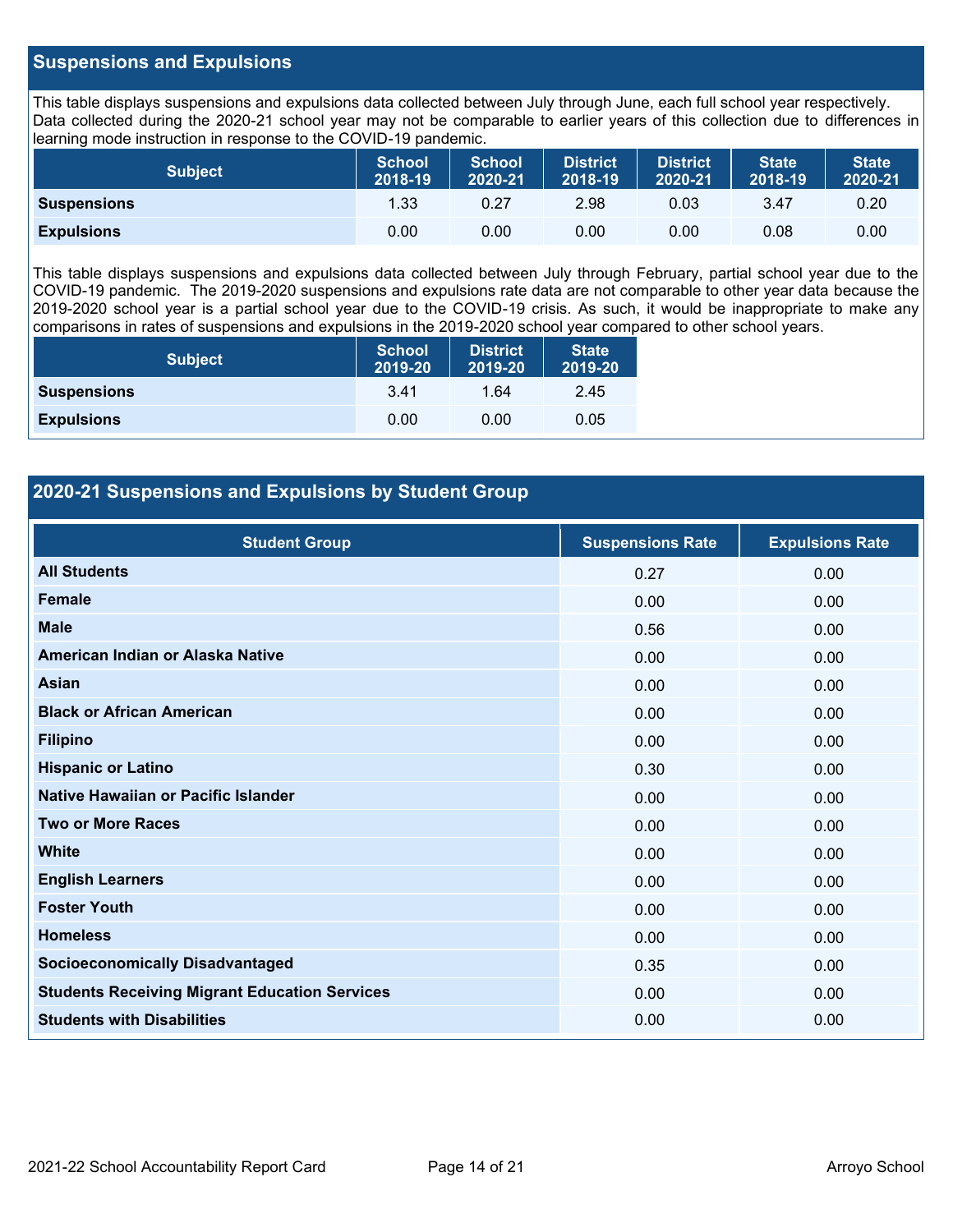## Suspensions and Expulsions

This table displays suspensions and expulsions data collected between July through June, each full school year respectively. Data collected during the 2020-21 school year may not be comparable to earlier years of this collection due to differences in learning mode instruction in response to the COVID-19 pandemic.

| Subject | School 2018-19 | School 2020-21 | District 2018-19 | District 2020-21 | State 2018-19 | State 2020-21 |
|---|---|---|---|---|---|---|
| **Suspensions** | 1.33 | 0.27 | 2.98 | 0.03 | 3.47 | 0.20 |
| **Expulsions** | 0.00 | 0.00 | 0.00 | 0.00 | 0.08 | 0.00 |

This table displays suspensions and expulsions data collected between July through February, partial school year due to the COVID-19 pandemic. The 2019-2020 suspensions and expulsions rate data are not comparable to other year data because the 2019-2020 school year is a partial school year due to the COVID-19 crisis. As such, it would be inappropriate to make any comparisons in rates of suspensions and expulsions in the 2019-2020 school year compared to other school years.

| Subject | School 2019-20 | District 2019-20 | State 2019-20 |
|---|---|---|---|
| **Suspensions** | 3.41 | 1.64 | 2.45 |
| **Expulsions** | 0.00 | 0.00 | 0.05 |

## 2020-21 Suspensions and Expulsions by Student Group

| Student Group | Suspensions Rate | Expulsions Rate |
|---|---|---|
| **All Students** | 0.27 | 0.00 |
| **Female** | 0.00 | 0.00 |
| **Male** | 0.56 | 0.00 |
| **American Indian or Alaska Native** | 0.00 | 0.00 |
| **Asian** | 0.00 | 0.00 |
| **Black or African American** | 0.00 | 0.00 |
| **Filipino** | 0.00 | 0.00 |
| **Hispanic or Latino** | 0.30 | 0.00 |
| **Native Hawaiian or Pacific Islander** | 0.00 | 0.00 |
| **Two or More Races** | 0.00 | 0.00 |
| **White** | 0.00 | 0.00 |
| **English Learners** | 0.00 | 0.00 |
| **Foster Youth** | 0.00 | 0.00 |
| **Homeless** | 0.00 | 0.00 |
| **Socioeconomically Disadvantaged** | 0.35 | 0.00 |
| **Students Receiving Migrant Education Services** | 0.00 | 0.00 |
| **Students with Disabilities** | 0.00 | 0.00 |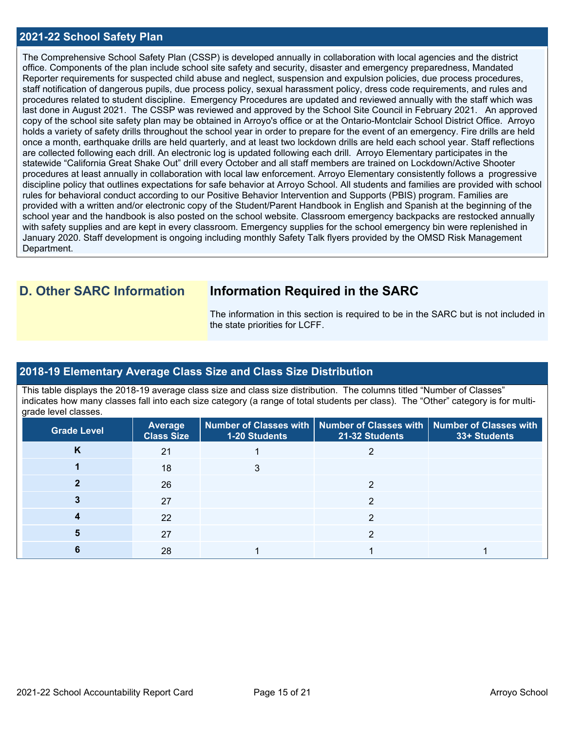## 2021-22 School Safety Plan

The Comprehensive School Safety Plan (CSSP) is developed annually in collaboration with local agencies and the district office. Components of the plan include school site safety and security, disaster and emergency preparedness, Mandated Reporter requirements for suspected child abuse and neglect, suspension and expulsion policies, due process procedures, staff notification of dangerous pupils, due process policy, sexual harassment policy, dress code requirements, and rules and procedures related to student discipline. Emergency Procedures are updated and reviewed annually with the staff which was last done in August 2021. The CSSP was reviewed and approved by the School Site Council in February 2021. An approved copy of the school site safety plan may be obtained in Arroyo's office or at the Ontario-Montclair School District Office. Arroyo holds a variety of safety drills throughout the school year in order to prepare for the event of an emergency. Fire drills are held once a month, earthquake drills are held quarterly, and at least two lockdown drills are held each school year. Staff reflections are collected following each drill. An electronic log is updated following each drill. Arroyo Elementary participates in the statewide "California Great Shake Out" drill every October and all staff members are trained on Lockdown/Active Shooter procedures at least annually in collaboration with local law enforcement. Arroyo Elementary consistently follows a progressive discipline policy that outlines expectations for safe behavior at Arroyo School. All students and families are provided with school rules for behavioral conduct according to our Positive Behavior Intervention and Supports (PBIS) program. Families are provided with a written and/or electronic copy of the Student/Parent Handbook in English and Spanish at the beginning of the school year and the handbook is also posted on the school website. Classroom emergency backpacks are restocked annually with safety supplies and are kept in every classroom. Emergency supplies for the school emergency bin were replenished in January 2020. Staff development is ongoing including monthly Safety Talk flyers provided by the OMSD Risk Management Department.

## D. Other SARC Information

### Information Required in the SARC

The information in this section is required to be in the SARC but is not included in the state priorities for LCFF.

## 2018-19 Elementary Average Class Size and Class Size Distribution

This table displays the 2018-19 average class size and class size distribution. The columns titled "Number of Classes" indicates how many classes fall into each size category (a range of total students per class). The "Other" category is for multi-grade level classes.

| Grade Level | Average Class Size | Number of Classes with 1-20 Students | Number of Classes with 21-32 Students | Number of Classes with 33+ Students |
|---|---|---|---|---|
| K | 21 | 1 | 2 | |
| 1 | 18 | 3 | | |
| 2 | 26 | | 2 | |
| 3 | 27 | | 2 | |
| 4 | 22 | | 2 | |
| 5 | 27 | | 2 | |
| 6 | 28 | 1 | 1 | 1 |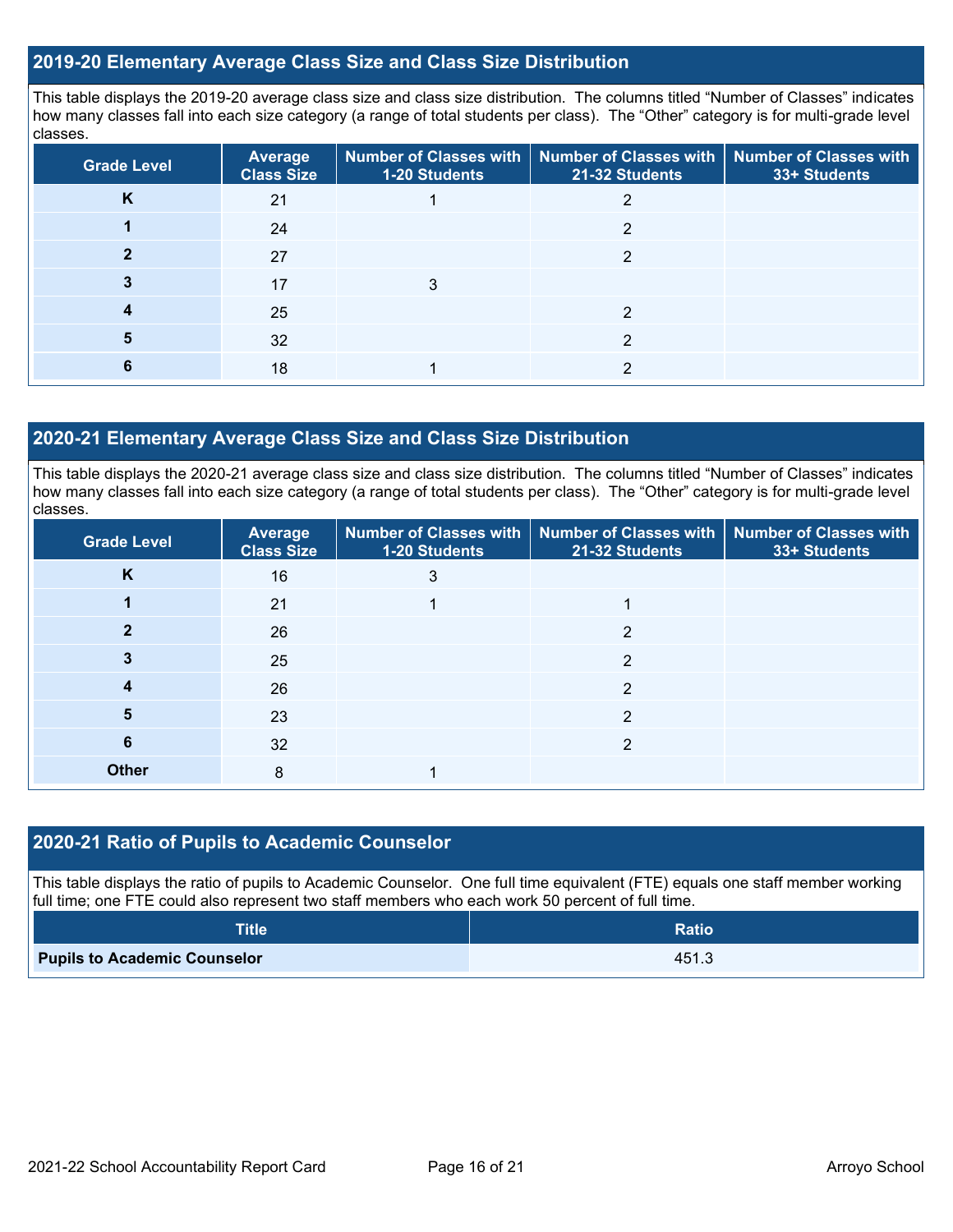## 2019-20 Elementary Average Class Size and Class Size Distribution

This table displays the 2019-20 average class size and class size distribution. The columns titled "Number of Classes" indicates how many classes fall into each size category (a range of total students per class). The "Other" category is for multi-grade level classes.

| Grade Level | Average Class Size | Number of Classes with 1-20 Students | Number of Classes with 21-32 Students | Number of Classes with 33+ Students |
|---|---|---|---|---|
| **K** | 21 | 1 | 2 | |
| **1** | 24 | | 2 | |
| **2** | 27 | | 2 | |
| **3** | 17 | 3 | | |
| **4** | 25 | | 2 | |
| **5** | 32 | | 2 | |
| **6** | 18 | 1 | 2 | |

## 2020-21 Elementary Average Class Size and Class Size Distribution

This table displays the 2020-21 average class size and class size distribution. The columns titled "Number of Classes" indicates how many classes fall into each size category (a range of total students per class). The "Other" category is for multi-grade level classes.

| Grade Level | Average Class Size | Number of Classes with 1-20 Students | Number of Classes with 21-32 Students | Number of Classes with 33+ Students |
|---|---|---|---|---|
| **K** | 16 | 3 | | |
| **1** | 21 | 1 | 1 | |
| **2** | 26 | | 2 | |
| **3** | 25 | | 2 | |
| **4** | 26 | | 2 | |
| **5** | 23 | | 2 | |
| **6** | 32 | | 2 | |
| **Other** | 8 | 1 | | |

## 2020-21 Ratio of Pupils to Academic Counselor

This table displays the ratio of pupils to Academic Counselor. One full time equivalent (FTE) equals one staff member working full time; one FTE could also represent two staff members who each work 50 percent of full time.

| Title | Ratio |
|---|---|
| **Pupils to Academic Counselor** | 451.3 |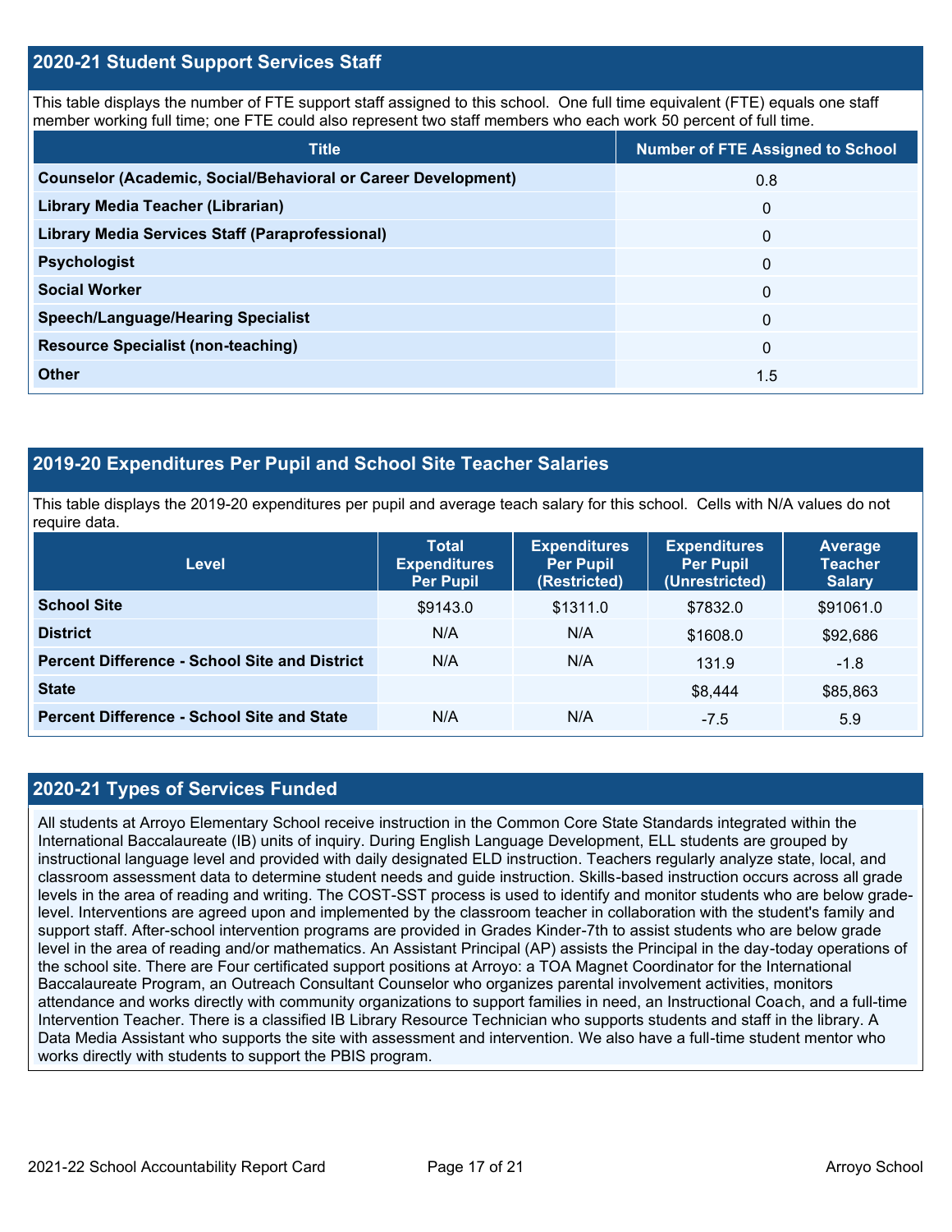## 2020-21 Student Support Services Staff

This table displays the number of FTE support staff assigned to this school. One full time equivalent (FTE) equals one staff member working full time; one FTE could also represent two staff members who each work 50 percent of full time.

| Title | Number of FTE Assigned to School |
|---|---|
| **Counselor (Academic, Social/Behavioral or Career Development)** | 0.8 |
| **Library Media Teacher (Librarian)** | 0 |
| **Library Media Services Staff (Paraprofessional)** | 0 |
| **Psychologist** | 0 |
| **Social Worker** | 0 |
| **Speech/Language/Hearing Specialist** | 0 |
| **Resource Specialist (non-teaching)** | 0 |
| **Other** | 1.5 |

## 2019-20 Expenditures Per Pupil and School Site Teacher Salaries

This table displays the 2019-20 expenditures per pupil and average teach salary for this school. Cells with N/A values do not require data.

| Level | Total Expenditures Per Pupil | Expenditures Per Pupil (Restricted) | Expenditures Per Pupil (Unrestricted) | Average Teacher Salary |
|---|---|---|---|---|
| **School Site** | $9143.0 | $1311.0 | $7832.0 | $91061.0 |
| **District** | N/A | N/A | $1608.0 | $92,686 |
| **Percent Difference - School Site and District** | N/A | N/A | 131.9 | -1.8 |
| **State** | | | $8,444 | $85,863 |
| **Percent Difference - School Site and State** | N/A | N/A | -7.5 | 5.9 |

## 2020-21 Types of Services Funded

All students at Arroyo Elementary School receive instruction in the Common Core State Standards integrated within the International Baccalaureate (IB) units of inquiry. During English Language Development, ELL students are grouped by instructional language level and provided with daily designated ELD instruction. Teachers regularly analyze state, local, and classroom assessment data to determine student needs and guide instruction. Skills-based instruction occurs across all grade levels in the area of reading and writing. The COST-SST process is used to identify and monitor students who are below grade-level. Interventions are agreed upon and implemented by the classroom teacher in collaboration with the student's family and support staff. After-school intervention programs are provided in Grades Kinder-7th to assist students who are below grade level in the area of reading and/or mathematics. An Assistant Principal (AP) assists the Principal in the day-today operations of the school site. There are Four certificated support positions at Arroyo: a TOA Magnet Coordinator for the International Baccalaureate Program, an Outreach Consultant Counselor who organizes parental involvement activities, monitors attendance and works directly with community organizations to support families in need, an Instructional Coach, and a full-time Intervention Teacher. There is a classified IB Library Resource Technician who supports students and staff in the library. A Data Media Assistant who supports the site with assessment and intervention. We also have a full-time student mentor who works directly with students to support the PBIS program.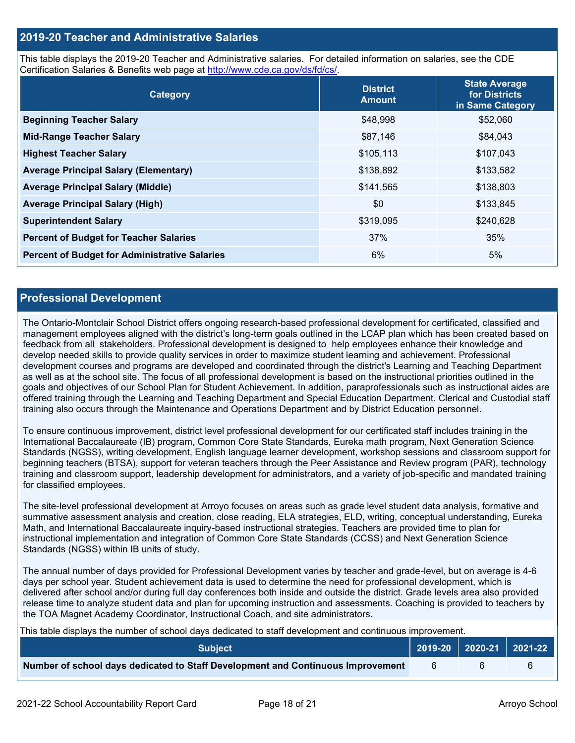## 2019-20 Teacher and Administrative Salaries

This table displays the 2019-20 Teacher and Administrative salaries. For detailed information on salaries, see the CDE Certification Salaries & Benefits web page at http://www.cde.ca.gov/ds/fd/cs/.

| Category | District Amount | State Average for Districts in Same Category |
|---|---|---|
| **Beginning Teacher Salary** | $48,998 | $52,060 |
| **Mid-Range Teacher Salary** | $87,146 | $84,043 |
| **Highest Teacher Salary** | $105,113 | $107,043 |
| **Average Principal Salary (Elementary)** | $138,892 | $133,582 |
| **Average Principal Salary (Middle)** | $141,565 | $138,803 |
| **Average Principal Salary (High)** | $0 | $133,845 |
| **Superintendent Salary** | $319,095 | $240,628 |
| **Percent of Budget for Teacher Salaries** | 37% | 35% |
| **Percent of Budget for Administrative Salaries** | 6% | 5% |

## Professional Development

The Ontario-Montclair School District offers ongoing research-based professional development for certificated, classified and management employees aligned with the district's long-term goals outlined in the LCAP plan which has been created based on feedback from all stakeholders. Professional development is designed to help employees enhance their knowledge and develop needed skills to provide quality services in order to maximize student learning and achievement. Professional development courses and programs are developed and coordinated through the district's Learning and Teaching Department as well as at the school site. The focus of all professional development is based on the instructional priorities outlined in the goals and objectives of our School Plan for Student Achievement. In addition, paraprofessionals such as instructional aides are offered training through the Learning and Teaching Department and Special Education Department. Clerical and Custodial staff training also occurs through the Maintenance and Operations Department and by District Education personnel.

To ensure continuous improvement, district level professional development for our certificated staff includes training in the International Baccalaureate (IB) program, Common Core State Standards, Eureka math program, Next Generation Science Standards (NGSS), writing development, English language learner development, workshop sessions and classroom support for beginning teachers (BTSA), support for veteran teachers through the Peer Assistance and Review program (PAR), technology training and classroom support, leadership development for administrators, and a variety of job-specific and mandated training for classified employees.

The site-level professional development at Arroyo focuses on areas such as grade level student data analysis, formative and summative assessment analysis and creation, close reading, ELA strategies, ELD, writing, conceptual understanding, Eureka Math, and International Baccalaureate inquiry-based instructional strategies. Teachers are provided time to plan for instructional implementation and integration of Common Core State Standards (CCSS) and Next Generation Science Standards (NGSS) within IB units of study.

The annual number of days provided for Professional Development varies by teacher and grade-level, but on average is 4-6 days per school year. Student achievement data is used to determine the need for professional development, which is delivered after school and/or during full day conferences both inside and outside the district. Grade levels area also provided release time to analyze student data and plan for upcoming instruction and assessments. Coaching is provided to teachers by the TOA Magnet Academy Coordinator, Instructional Coach, and site administrators.

This table displays the number of school days dedicated to staff development and continuous improvement.

| Subject | 2019-20 | 2020-21 | 2021-22 |
|---|---|---|---|
| **Number of school days dedicated to Staff Development and Continuous Improvement** | 6 | 6 | 6 |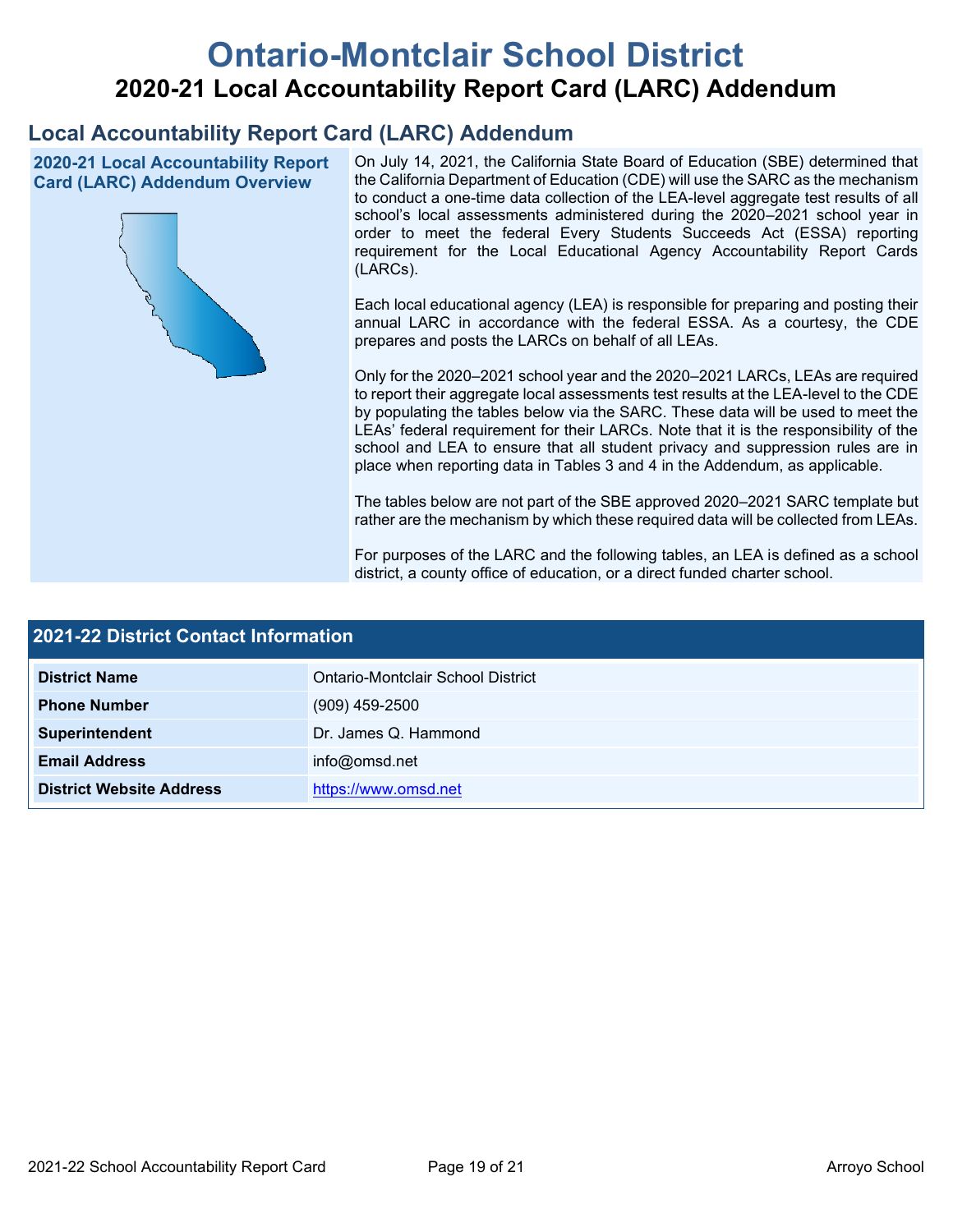# Ontario-Montclair School District

## 2020-21 Local Accountability Report Card (LARC) Addendum

## Local Accountability Report Card (LARC) Addendum

### 2020-21 Local Accountability Report Card (LARC) Addendum Overview

On July 14, 2021, the California State Board of Education (SBE) determined that the California Department of Education (CDE) will use the SARC as the mechanism to conduct a one-time data collection of the LEA-level aggregate test results of all school's local assessments administered during the 2020–2021 school year in order to meet the federal Every Students Succeeds Act (ESSA) reporting requirement for the Local Educational Agency Accountability Report Cards (LARCs).

Each local educational agency (LEA) is responsible for preparing and posting their annual LARC in accordance with the federal ESSA. As a courtesy, the CDE prepares and posts the LARCs on behalf of all LEAs.

Only for the 2020–2021 school year and the 2020–2021 LARCs, LEAs are required to report their aggregate local assessments test results at the LEA-level to the CDE by populating the tables below via the SARC. These data will be used to meet the LEAs' federal requirement for their LARCs. Note that it is the responsibility of the school and LEA to ensure that all student privacy and suppression rules are in place when reporting data in Tables 3 and 4 in the Addendum, as applicable.

The tables below are not part of the SBE approved 2020–2021 SARC template but rather are the mechanism by which these required data will be collected from LEAs.

For purposes of the LARC and the following tables, an LEA is defined as a school district, a county office of education, or a direct funded charter school.

| 2021-22 District Contact Information | |
|---|---|
| **District Name** | Ontario-Montclair School District |
| **Phone Number** | (909) 459-2500 |
| **Superintendent** | Dr. James Q. Hammond |
| **Email Address** | info@omsd.net |
| **District Website Address** | https://www.omsd.net |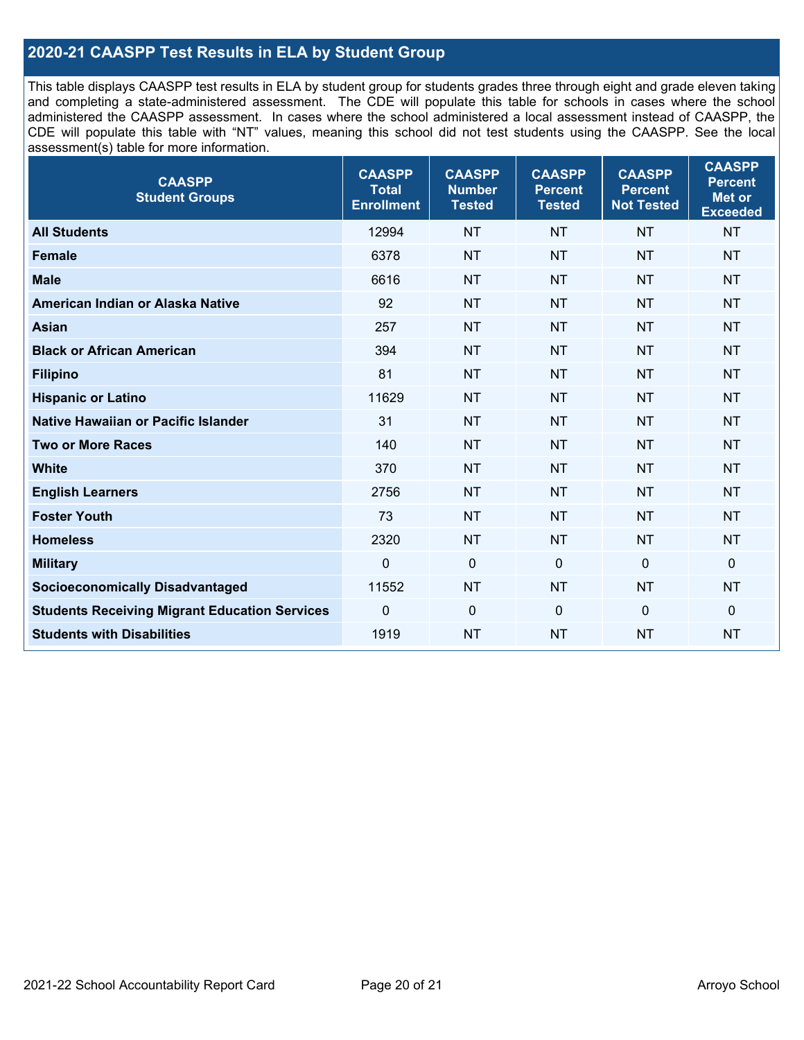## 2020-21 CAASPP Test Results in ELA by Student Group

This table displays CAASPP test results in ELA by student group for students grades three through eight and grade eleven taking and completing a state-administered assessment. The CDE will populate this table for schools in cases where the school administered the CAASPP assessment. In cases where the school administered a local assessment instead of CAASPP, the CDE will populate this table with "NT" values, meaning this school did not test students using the CAASPP. See the local assessment(s) table for more information.

| CAASPP Student Groups | CAASPP Total Enrollment | CAASPP Number Tested | CAASPP Percent Tested | CAASPP Percent Not Tested | CAASPP Percent Met or Exceeded |
|---|---|---|---|---|---|
| **All Students** | 12994 | NT | NT | NT | NT |
| **Female** | 6378 | NT | NT | NT | NT |
| **Male** | 6616 | NT | NT | NT | NT |
| **American Indian or Alaska Native** | 92 | NT | NT | NT | NT |
| **Asian** | 257 | NT | NT | NT | NT |
| **Black or African American** | 394 | NT | NT | NT | NT |
| **Filipino** | 81 | NT | NT | NT | NT |
| **Hispanic or Latino** | 11629 | NT | NT | NT | NT |
| **Native Hawaiian or Pacific Islander** | 31 | NT | NT | NT | NT |
| **Two or More Races** | 140 | NT | NT | NT | NT |
| **White** | 370 | NT | NT | NT | NT |
| **English Learners** | 2756 | NT | NT | NT | NT |
| **Foster Youth** | 73 | NT | NT | NT | NT |
| **Homeless** | 2320 | NT | NT | NT | NT |
| **Military** | 0 | 0 | 0 | 0 | 0 |
| **Socioeconomically Disadvantaged** | 11552 | NT | NT | NT | NT |
| **Students Receiving Migrant Education Services** | 0 | 0 | 0 | 0 | 0 |
| **Students with Disabilities** | 1919 | NT | NT | NT | NT |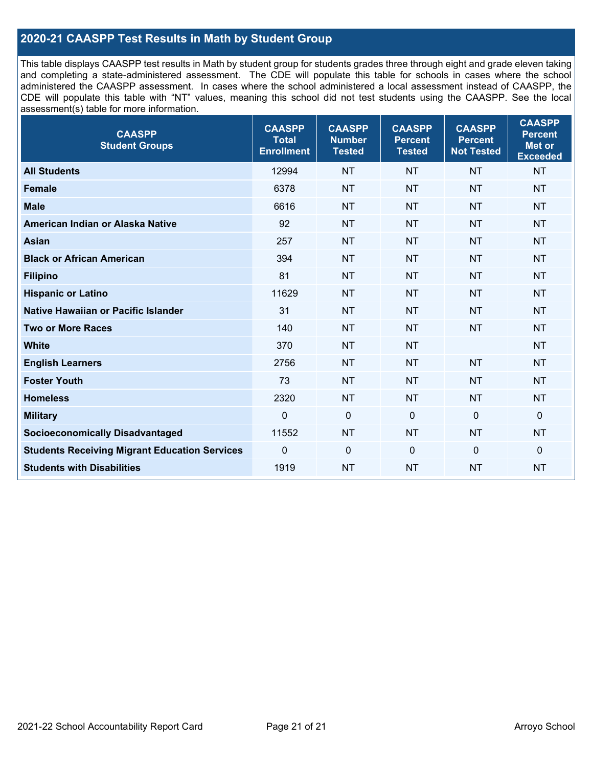## 2020-21 CAASPP Test Results in Math by Student Group

This table displays CAASPP test results in Math by student group for students grades three through eight and grade eleven taking and completing a state-administered assessment. The CDE will populate this table for schools in cases where the school administered the CAASPP assessment. In cases where the school administered a local assessment instead of CAASPP, the CDE will populate this table with "NT" values, meaning this school did not test students using the CAASPP. See the local assessment(s) table for more information.

| CAASPP Student Groups | CAASPP Total Enrollment | CAASPP Number Tested | CAASPP Percent Tested | CAASPP Percent Not Tested | CAASPP Percent Met or Exceeded |
|---|---|---|---|---|---|
| **All Students** | 12994 | NT | NT | NT | NT |
| **Female** | 6378 | NT | NT | NT | NT |
| **Male** | 6616 | NT | NT | NT | NT |
| **American Indian or Alaska Native** | 92 | NT | NT | NT | NT |
| **Asian** | 257 | NT | NT | NT | NT |
| **Black or African American** | 394 | NT | NT | NT | NT |
| **Filipino** | 81 | NT | NT | NT | NT |
| **Hispanic or Latino** | 11629 | NT | NT | NT | NT |
| **Native Hawaiian or Pacific Islander** | 31 | NT | NT | NT | NT |
| **Two or More Races** | 140 | NT | NT | NT | NT |
| **White** | 370 | NT | NT | | NT |
| **English Learners** | 2756 | NT | NT | NT | NT |
| **Foster Youth** | 73 | NT | NT | NT | NT |
| **Homeless** | 2320 | NT | NT | NT | NT |
| **Military** | 0 | 0 | 0 | 0 | 0 |
| **Socioeconomically Disadvantaged** | 11552 | NT | NT | NT | NT |
| **Students Receiving Migrant Education Services** | 0 | 0 | 0 | 0 | 0 |
| **Students with Disabilities** | 1919 | NT | NT | NT | NT |